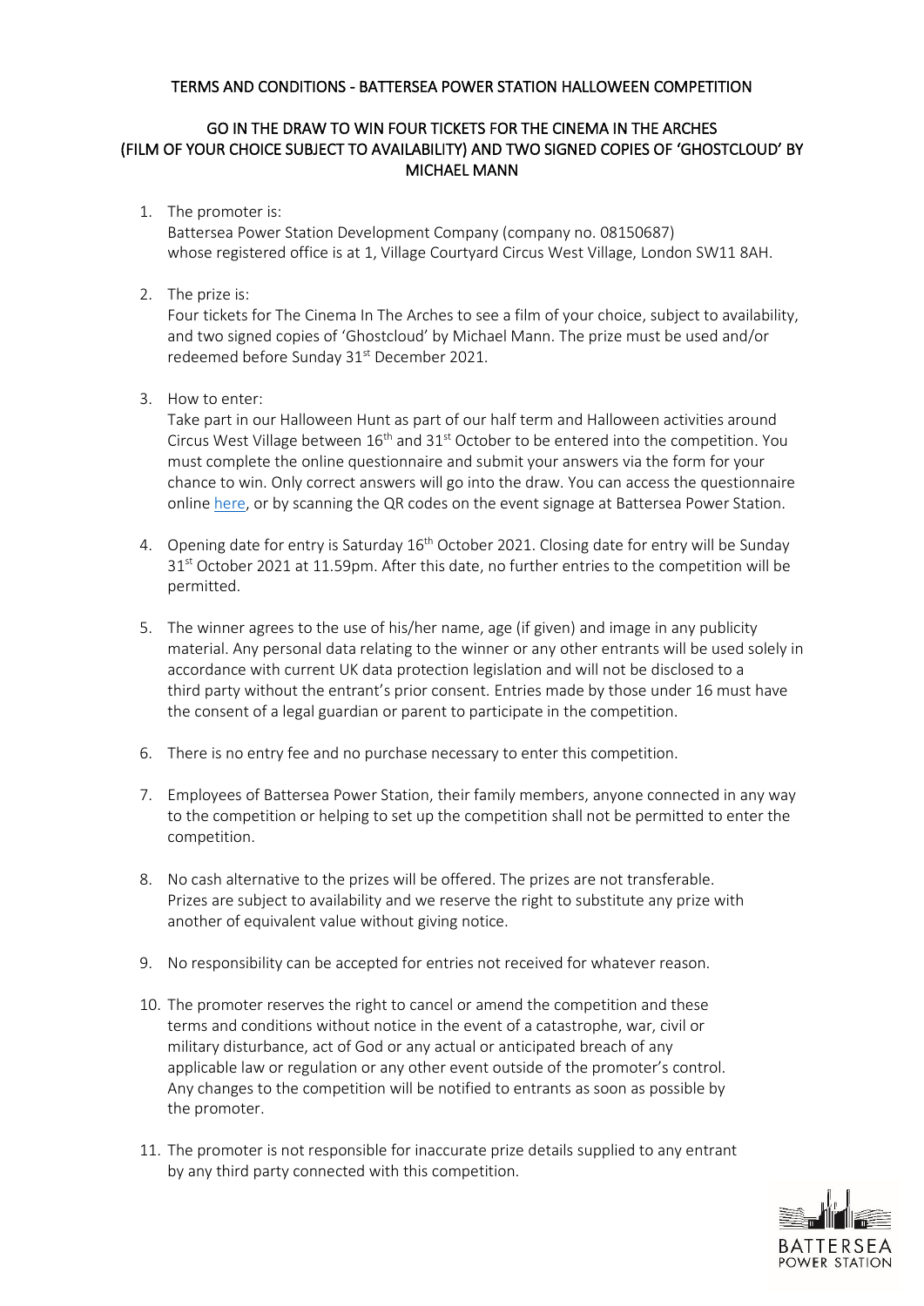## TERMS AND CONDITIONS - BATTERSEA POWER STATION HALLOWEEN COMPETITION

### GO IN THE DRAW TO WIN FOUR TICKETS FOR THE CINEMA IN THE ARCHES (FILM OF YOUR CHOICE SUBJECT TO AVAILABILITY) AND TWO SIGNED COPIES OF 'GHOSTCLOUD' BY MICHAEL MANN

1. The promoter is:
   Battersea Power Station Development Company (company no. 08150687) whose registered office is at 1, Village Courtyard Circus West Village, London SW11 8AH.

2. The prize is:
   Four tickets for The Cinema In The Arches to see a film of your choice, subject to availability, and two signed copies of 'Ghostcloud' by Michael Mann. The prize must be used and/or redeemed before Sunday 31st December 2021.

3. How to enter:
   Take part in our Halloween Hunt as part of our half term and Halloween activities around Circus West Village between 16th and 31st October to be entered into the competition. You must complete the online questionnaire and submit your answers via the form for your chance to win. Only correct answers will go into the draw. You can access the questionnaire online here, or by scanning the QR codes on the event signage at Battersea Power Station.

4. Opening date for entry is Saturday 16th October 2021. Closing date for entry will be Sunday 31st October 2021 at 11.59pm. After this date, no further entries to the competition will be permitted.

5. The winner agrees to the use of his/her name, age (if given) and image in any publicity material. Any personal data relating to the winner or any other entrants will be used solely in accordance with current UK data protection legislation and will not be disclosed to a third party without the entrant's prior consent. Entries made by those under 16 must have the consent of a legal guardian or parent to participate in the competition.

6. There is no entry fee and no purchase necessary to enter this competition.

7. Employees of Battersea Power Station, their family members, anyone connected in any way to the competition or helping to set up the competition shall not be permitted to enter the competition.

8. No cash alternative to the prizes will be offered. The prizes are not transferable. Prizes are subject to availability and we reserve the right to substitute any prize with another of equivalent value without giving notice.

9. No responsibility can be accepted for entries not received for whatever reason.

10. The promoter reserves the right to cancel or amend the competition and these terms and conditions without notice in the event of a catastrophe, war, civil or military disturbance, act of God or any actual or anticipated breach of any applicable law or regulation or any other event outside of the promoter's control. Any changes to the competition will be notified to entrants as soon as possible by the promoter.

11. The promoter is not responsible for inaccurate prize details supplied to any entrant by any third party connected with this competition.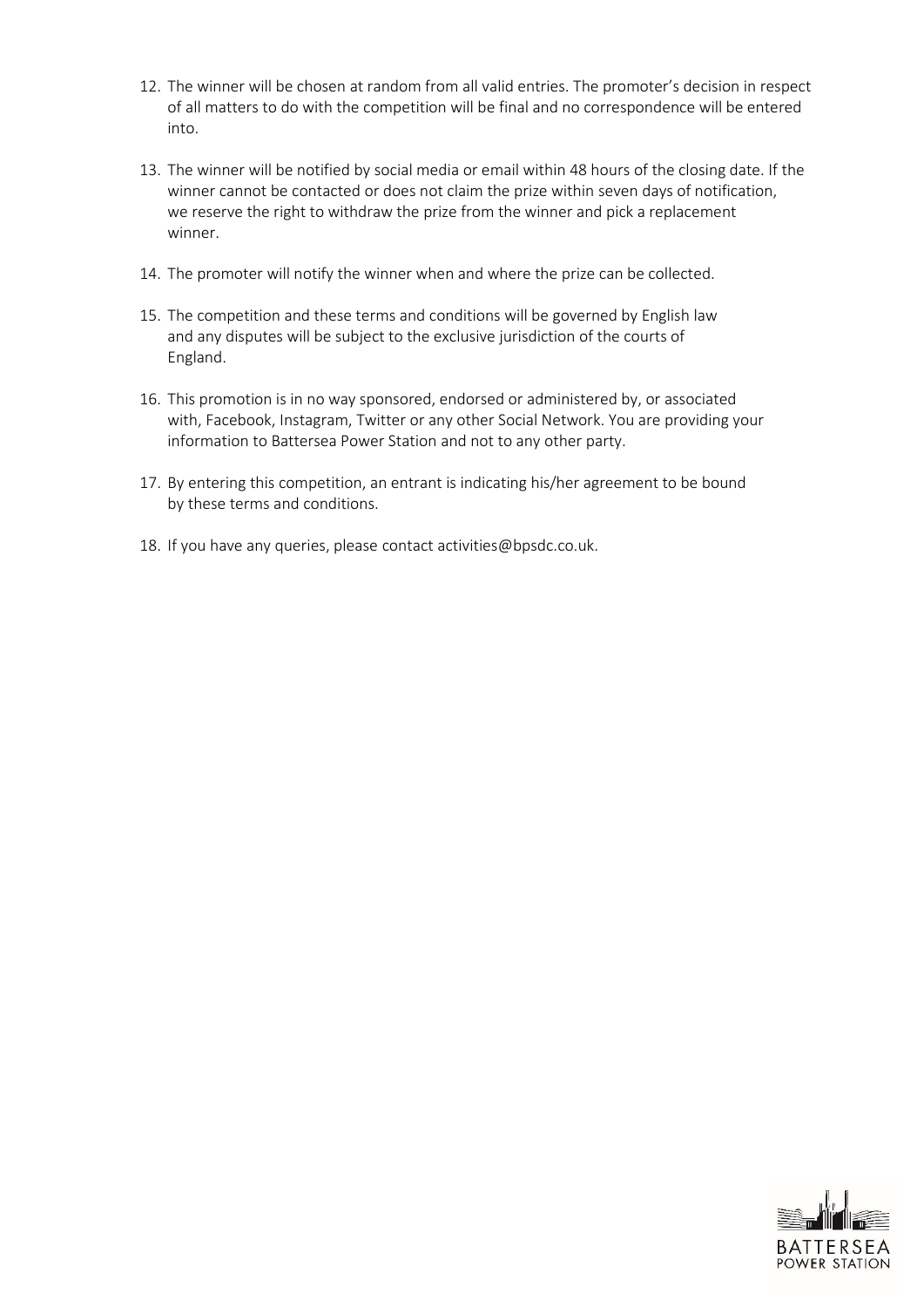12. The winner will be chosen at random from all valid entries. The promoter's decision in respect of all matters to do with the competition will be final and no correspondence will be entered into.

13. The winner will be notified by social media or email within 48 hours of the closing date. If the winner cannot be contacted or does not claim the prize within seven days of notification, we reserve the right to withdraw the prize from the winner and pick a replacement winner.

14. The promoter will notify the winner when and where the prize can be collected.

15. The competition and these terms and conditions will be governed by English law and any disputes will be subject to the exclusive jurisdiction of the courts of England.

16. This promotion is in no way sponsored, endorsed or administered by, or associated with, Facebook, Instagram, Twitter or any other Social Network. You are providing your information to Battersea Power Station and not to any other party.

17. By entering this competition, an entrant is indicating his/her agreement to be bound by these terms and conditions.

18. If you have any queries, please contact activities@bpsdc.co.uk.

BATTERSEA
POWER STATION